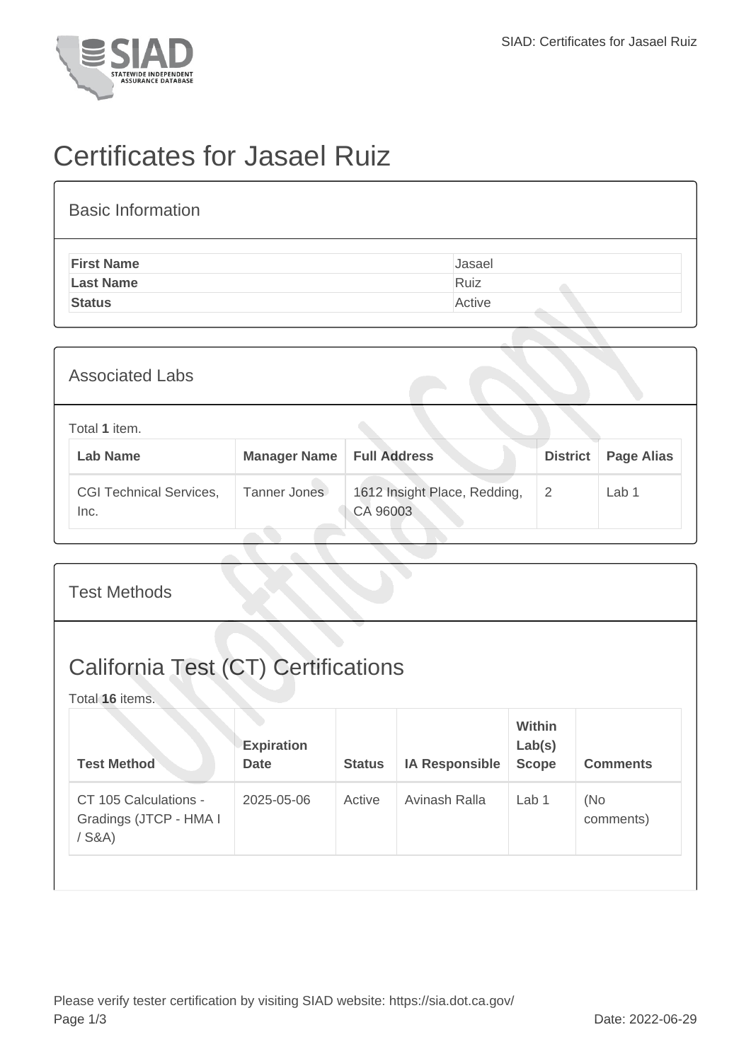# Certificates for Jasael Ruiz

## Basic Information

| | |
|---|---|
| **First Name** | Jasael |
| **Last Name** | Ruiz |
| **Status** | Active |

## Associated Labs

Total **1** item.

| Lab Name | Manager Name | Full Address | District | Page Alias |
|---|---|---|---|---|
| CGI Technical Services, Inc. | Tanner Jones | 1612 Insight Place, Redding, CA 96003 | 2 | Lab 1 |

## Test Methods

## California Test (CT) Certifications

Total **16** items.

| Test Method | Expiration Date | Status | IA Responsible | Within Lab(s) Scope | Comments |
|---|---|---|---|---|---|
| CT 105 Calculations - Gradings (JTCP - HMA I / S&A) | 2025-05-06 | Active | Avinash Ralla | Lab 1 | (No comments) |

Please verify tester certification by visiting SIAD website: https://sia.dot.ca.gov/

Date: 2022-06-29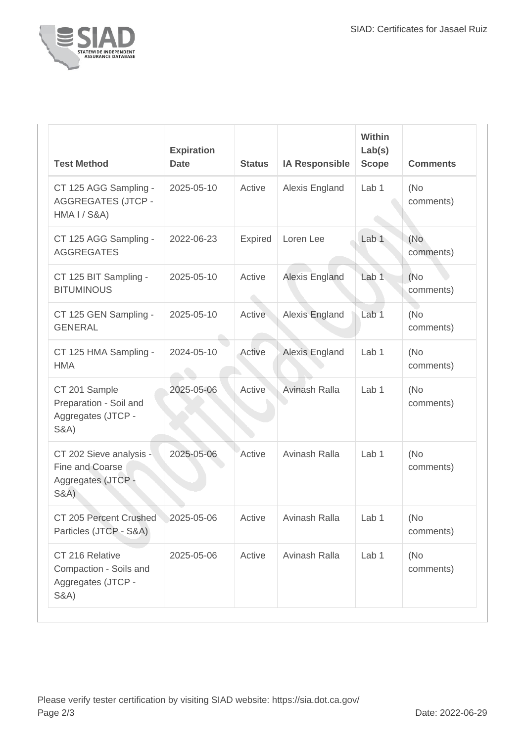| Test Method | Expiration Date | Status | IA Responsible | Within Lab(s) Scope | Comments |
| --- | --- | --- | --- | --- | --- |
| CT 125 AGG Sampling - AGGREGATES (JTCP - HMA I / S&A) | 2025-05-10 | Active | Alexis England | Lab 1 | (No comments) |
| CT 125 AGG Sampling - AGGREGATES | 2022-06-23 | Expired | Loren Lee | Lab 1 | (No comments) |
| CT 125 BIT Sampling - BITUMINOUS | 2025-05-10 | Active | Alexis England | Lab 1 | (No comments) |
| CT 125 GEN Sampling - GENERAL | 2025-05-10 | Active | Alexis England | Lab 1 | (No comments) |
| CT 125 HMA Sampling - HMA | 2024-05-10 | Active | Alexis England | Lab 1 | (No comments) |
| CT 201 Sample Preparation - Soil and Aggregates (JTCP - S&A) | 2025-05-06 | Active | Avinash Ralla | Lab 1 | (No comments) |
| CT 202 Sieve analysis - Fine and Coarse Aggregates (JTCP - S&A) | 2025-05-06 | Active | Avinash Ralla | Lab 1 | (No comments) |
| CT 205 Percent Crushed Particles (JTCP - S&A) | 2025-05-06 | Active | Avinash Ralla | Lab 1 | (No comments) |
| CT 216 Relative Compaction - Soils and Aggregates (JTCP - S&A) | 2025-05-06 | Active | Avinash Ralla | Lab 1 | (No comments) |

Please verify tester certification by visiting SIAD website: https://sia.dot.ca.gov/

Date: 2022-06-29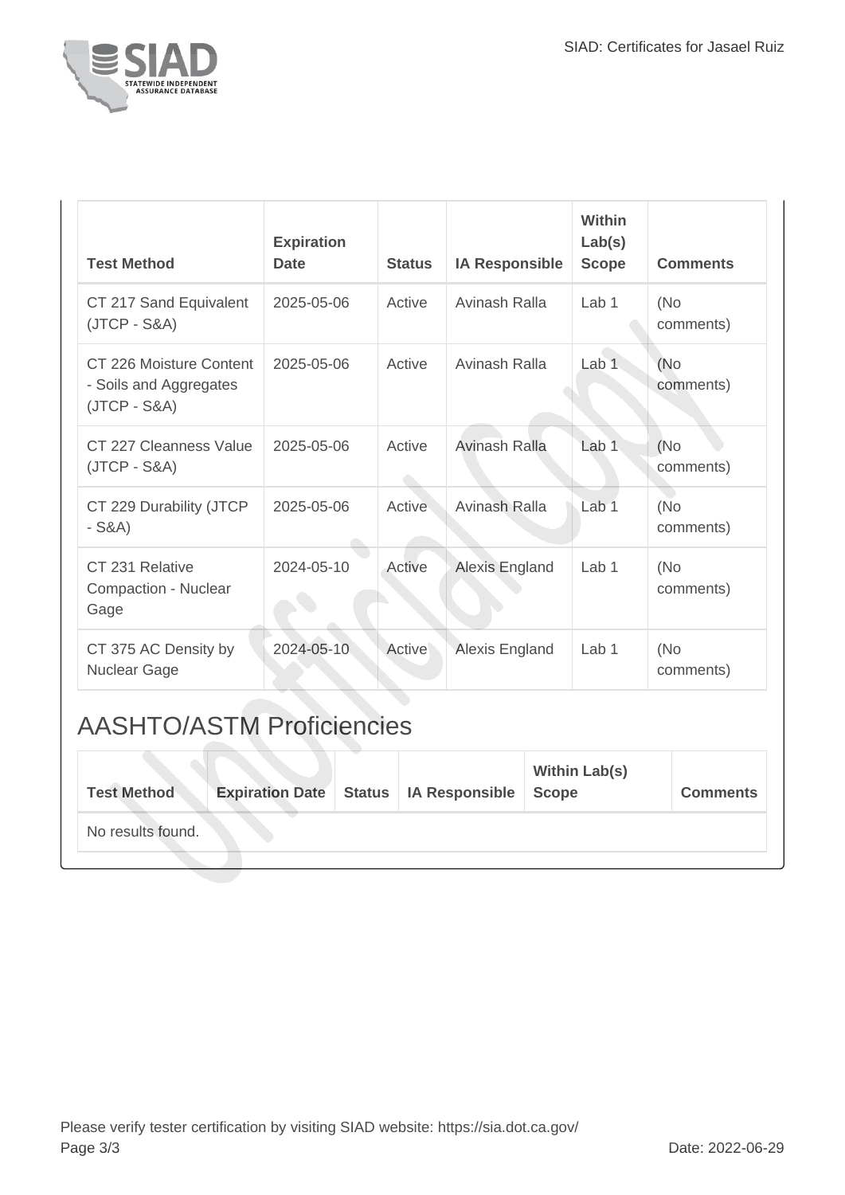| Test Method | Expiration Date | Status | IA Responsible | Within Lab(s) Scope | Comments |
|---|---|---|---|---|---|
| CT 217 Sand Equivalent (JTCP - S&A) | 2025-05-06 | Active | Avinash Ralla | Lab 1 | (No comments) |
| CT 226 Moisture Content - Soils and Aggregates (JTCP - S&A) | 2025-05-06 | Active | Avinash Ralla | Lab 1 | (No comments) |
| CT 227 Cleanness Value (JTCP - S&A) | 2025-05-06 | Active | Avinash Ralla | Lab 1 | (No comments) |
| CT 229 Durability (JTCP - S&A) | 2025-05-06 | Active | Avinash Ralla | Lab 1 | (No comments) |
| CT 231 Relative Compaction - Nuclear Gage | 2024-05-10 | Active | Alexis England | Lab 1 | (No comments) |
| CT 375 AC Density by Nuclear Gage | 2024-05-10 | Active | Alexis England | Lab 1 | (No comments) |

## AASHTO/ASTM Proficiencies

| Test Method | Expiration Date | Status | IA Responsible | Within Lab(s) Scope | Comments |
|---|---|---|---|---|---|
| No results found. | | | | | |

Please verify tester certification by visiting SIAD website: https://sia.dot.ca.gov/

Date: 2022-06-29